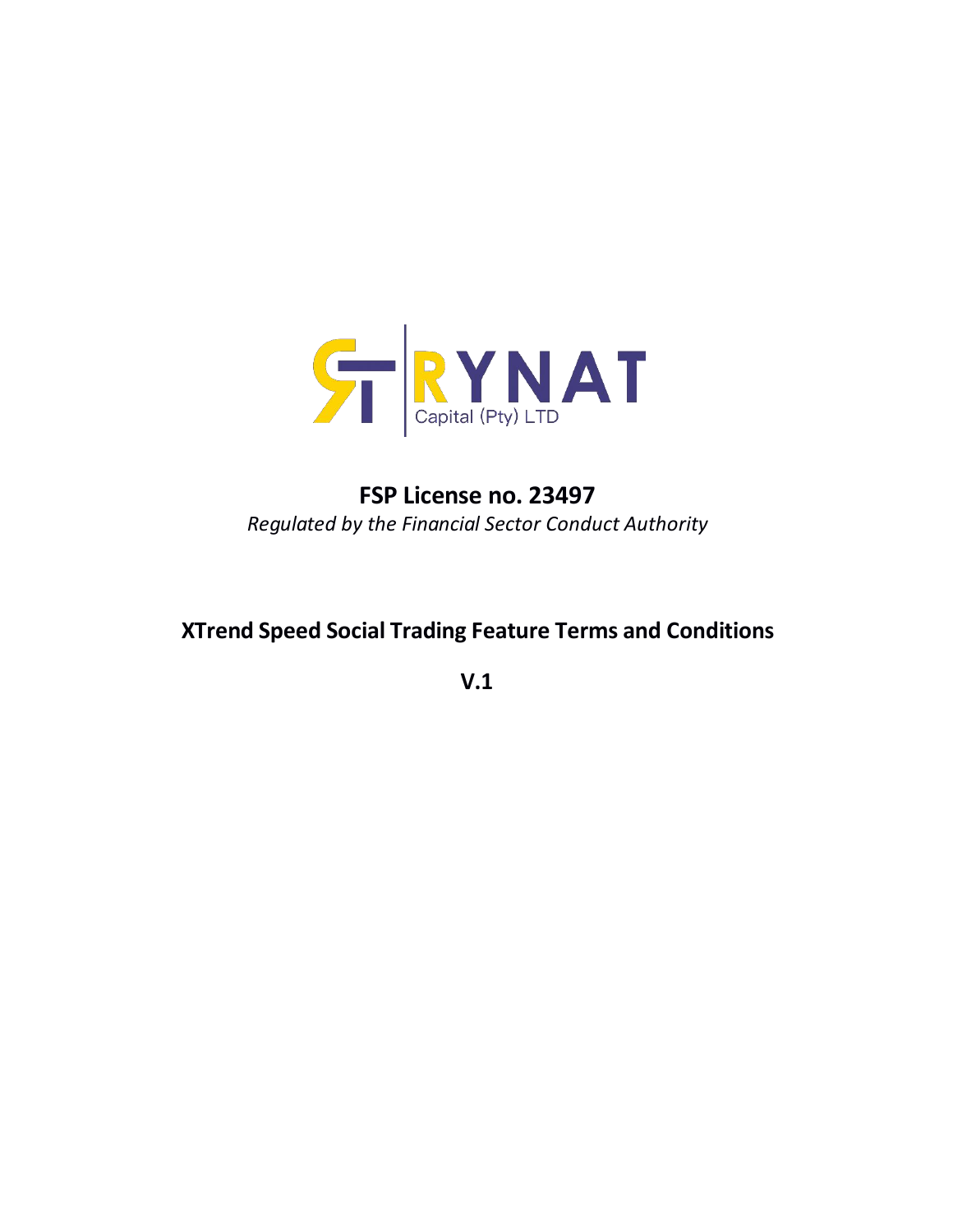RYNAT Capital (Pty) LTD

# FSP License no. 23497

*Regulated by the Financial Sector Conduct Authority*

## XTrend Speed Social Trading Feature Terms and Conditions

**V.1**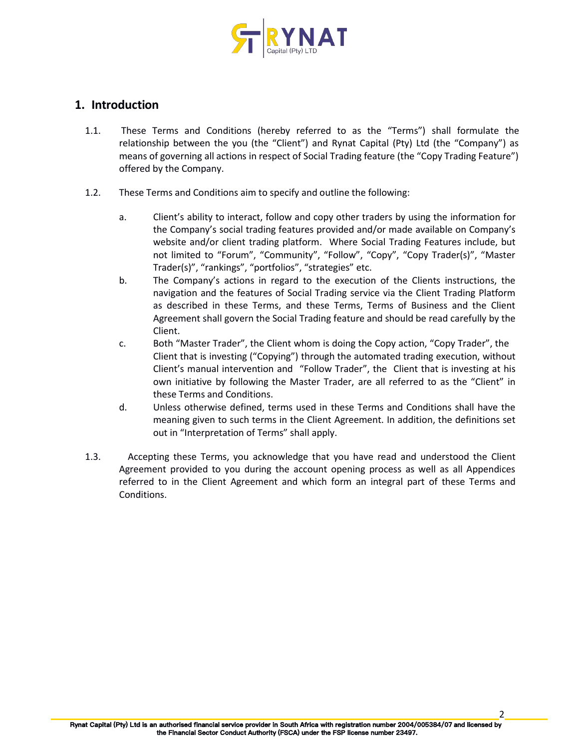## 1. Introduction

1.1. These Terms and Conditions (hereby referred to as the "Terms") shall formulate the relationship between the you (the "Client") and Rynat Capital (Pty) Ltd (the "Company") as means of governing all actions in respect of Social Trading feature (the "Copy Trading Feature") offered by the Company.

1.2. These Terms and Conditions aim to specify and outline the following:

a. Client's ability to interact, follow and copy other traders by using the information for the Company's social trading features provided and/or made available on Company's website and/or client trading platform. Where Social Trading Features include, but not limited to "Forum", "Community", "Follow", "Copy", "Copy Trader(s)", "Master Trader(s)", "rankings", "portfolios", "strategies" etc.

b. The Company's actions in regard to the execution of the Clients instructions, the navigation and the features of Social Trading service via the Client Trading Platform as described in these Terms, and these Terms, Terms of Business and the Client Agreement shall govern the Social Trading feature and should be read carefully by the Client.

c. Both "Master Trader", the Client whom is doing the Copy action, "Copy Trader", the Client that is investing ("Copying") through the automated trading execution, without Client's manual intervention and "Follow Trader", the Client that is investing at his own initiative by following the Master Trader, are all referred to as the "Client" in these Terms and Conditions.

d. Unless otherwise defined, terms used in these Terms and Conditions shall have the meaning given to such terms in the Client Agreement. In addition, the definitions set out in "Interpretation of Terms" shall apply.

1.3. Accepting these Terms, you acknowledge that you have read and understood the Client Agreement provided to you during the account opening process as well as all Appendices referred to in the Client Agreement and which form an integral part of these Terms and Conditions.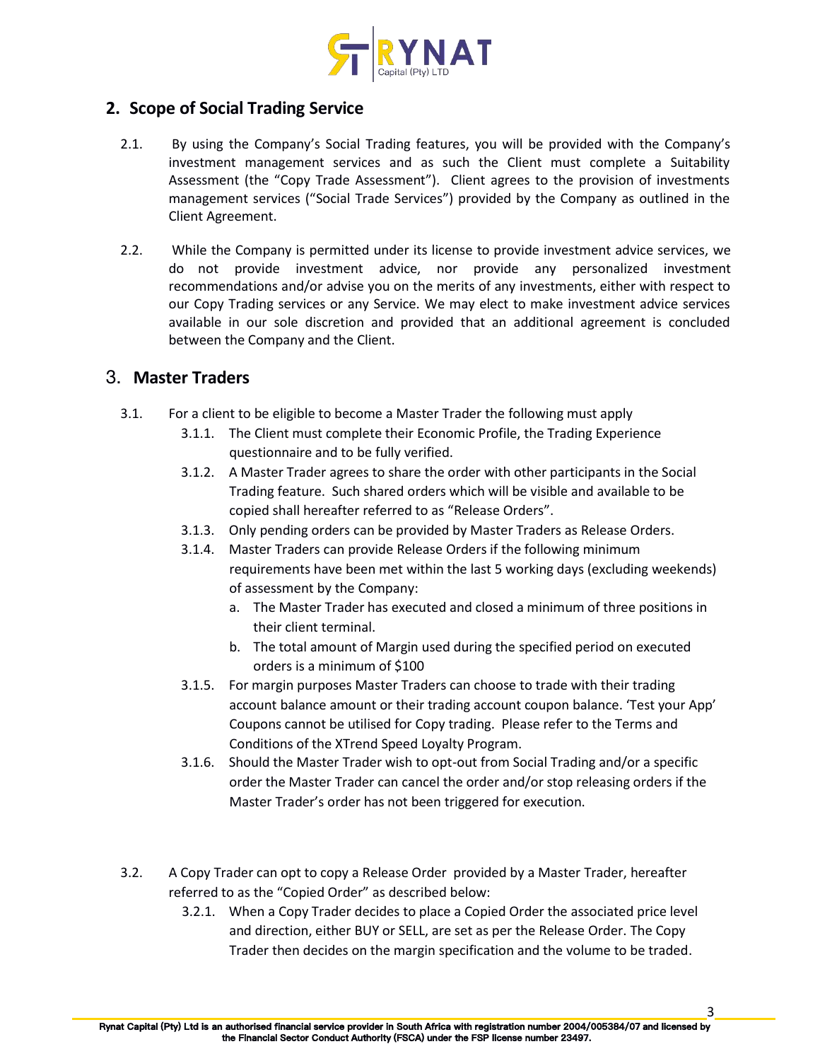## 2. Scope of Social Trading Service

2.1. By using the Company's Social Trading features, you will be provided with the Company's investment management services and as such the Client must complete a Suitability Assessment (the "Copy Trade Assessment"). Client agrees to the provision of investments management services ("Social Trade Services") provided by the Company as outlined in the Client Agreement.

2.2. While the Company is permitted under its license to provide investment advice services, we do not provide investment advice, nor provide any personalized investment recommendations and/or advise you on the merits of any investments, either with respect to our Copy Trading services or any Service. We may elect to make investment advice services available in our sole discretion and provided that an additional agreement is concluded between the Company and the Client.

## 3. Master Traders

3.1. For a client to be eligible to become a Master Trader the following must apply

- 3.1.1. The Client must complete their Economic Profile, the Trading Experience questionnaire and to be fully verified.
- 3.1.2. A Master Trader agrees to share the order with other participants in the Social Trading feature. Such shared orders which will be visible and available to be copied shall hereafter referred to as "Release Orders".
- 3.1.3. Only pending orders can be provided by Master Traders as Release Orders.
- 3.1.4. Master Traders can provide Release Orders if the following minimum requirements have been met within the last 5 working days (excluding weekends) of assessment by the Company:
  - a. The Master Trader has executed and closed a minimum of three positions in their client terminal.
  - b. The total amount of Margin used during the specified period on executed orders is a minimum of $100
- 3.1.5. For margin purposes Master Traders can choose to trade with their trading account balance amount or their trading account coupon balance. 'Test your App' Coupons cannot be utilised for Copy trading. Please refer to the Terms and Conditions of the XTrend Speed Loyalty Program.
- 3.1.6. Should the Master Trader wish to opt-out from Social Trading and/or a specific order the Master Trader can cancel the order and/or stop releasing orders if the Master Trader's order has not been triggered for execution.

3.2. A Copy Trader can opt to copy a Release Order provided by a Master Trader, hereafter referred to as the "Copied Order" as described below:

- 3.2.1. When a Copy Trader decides to place a Copied Order the associated price level and direction, either BUY or SELL, are set as per the Release Order. The Copy Trader then decides on the margin specification and the volume to be traded.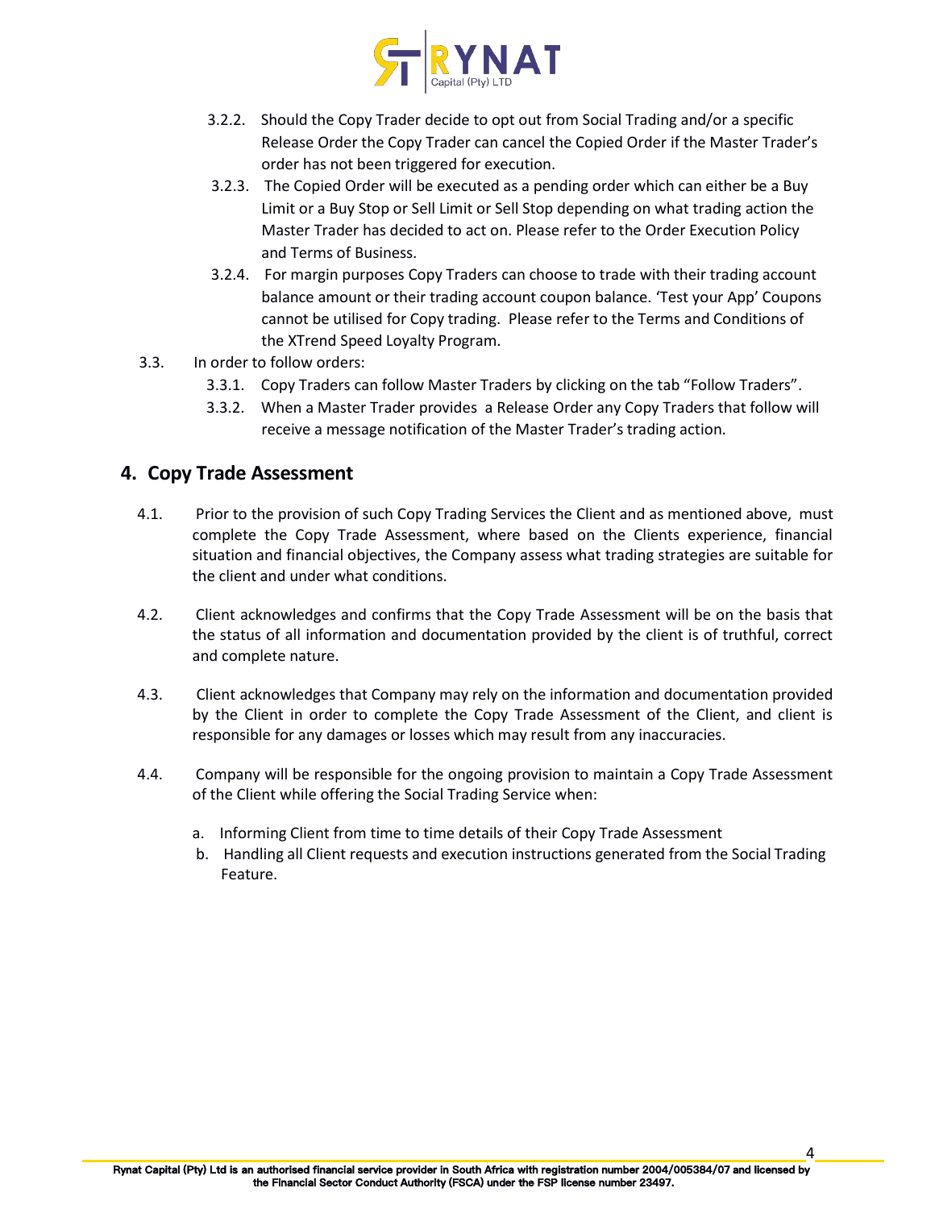3.2.2. Should the Copy Trader decide to opt out from Social Trading and/or a specific Release Order the Copy Trader can cancel the Copied Order if the Master Trader's order has not been triggered for execution.

3.2.3. The Copied Order will be executed as a pending order which can either be a Buy Limit or a Buy Stop or Sell Limit or Sell Stop depending on what trading action the Master Trader has decided to act on. Please refer to the Order Execution Policy and Terms of Business.

3.2.4. For margin purposes Copy Traders can choose to trade with their trading account balance amount or their trading account coupon balance. 'Test your App' Coupons cannot be utilised for Copy trading. Please refer to the Terms and Conditions of the XTrend Speed Loyalty Program.

3.3. In order to follow orders:

3.3.1. Copy Traders can follow Master Traders by clicking on the tab "Follow Traders".

3.3.2. When a Master Trader provides a Release Order any Copy Traders that follow will receive a message notification of the Master Trader's trading action.

## 4. Copy Trade Assessment

4.1. Prior to the provision of such Copy Trading Services the Client and as mentioned above, must complete the Copy Trade Assessment, where based on the Clients experience, financial situation and financial objectives, the Company assess what trading strategies are suitable for the client and under what conditions.

4.2. Client acknowledges and confirms that the Copy Trade Assessment will be on the basis that the status of all information and documentation provided by the client is of truthful, correct and complete nature.

4.3. Client acknowledges that Company may rely on the information and documentation provided by the Client in order to complete the Copy Trade Assessment of the Client, and client is responsible for any damages or losses which may result from any inaccuracies.

4.4. Company will be responsible for the ongoing provision to maintain a Copy Trade Assessment of the Client while offering the Social Trading Service when:

a. Informing Client from time to time details of their Copy Trade Assessment

b. Handling all Client requests and execution instructions generated from the Social Trading Feature.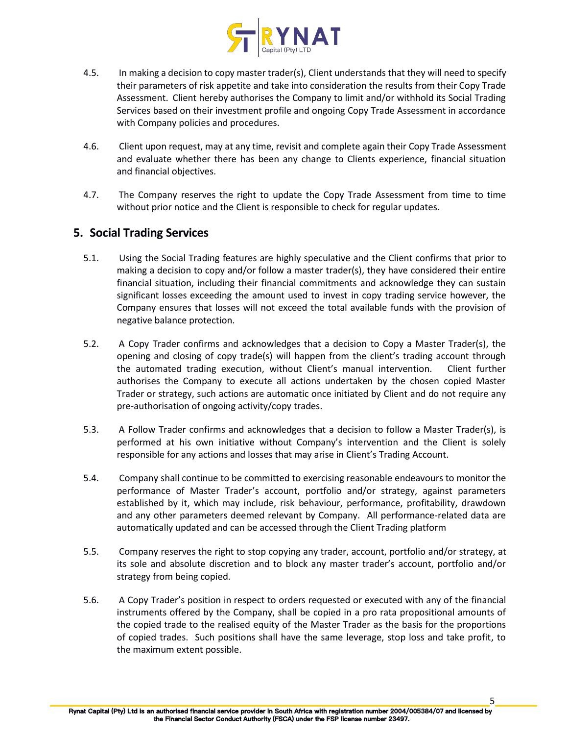4.5. In making a decision to copy master trader(s), Client understands that they will need to specify their parameters of risk appetite and take into consideration the results from their Copy Trade Assessment. Client hereby authorises the Company to limit and/or withhold its Social Trading Services based on their investment profile and ongoing Copy Trade Assessment in accordance with Company policies and procedures.

4.6. Client upon request, may at any time, revisit and complete again their Copy Trade Assessment and evaluate whether there has been any change to Clients experience, financial situation and financial objectives.

4.7. The Company reserves the right to update the Copy Trade Assessment from time to time without prior notice and the Client is responsible to check for regular updates.

## 5. Social Trading Services

5.1. Using the Social Trading features are highly speculative and the Client confirms that prior to making a decision to copy and/or follow a master trader(s), they have considered their entire financial situation, including their financial commitments and acknowledge they can sustain significant losses exceeding the amount used to invest in copy trading service however, the Company ensures that losses will not exceed the total available funds with the provision of negative balance protection.

5.2. A Copy Trader confirms and acknowledges that a decision to Copy a Master Trader(s), the opening and closing of copy trade(s) will happen from the client's trading account through the automated trading execution, without Client's manual intervention. Client further authorises the Company to execute all actions undertaken by the chosen copied Master Trader or strategy, such actions are automatic once initiated by Client and do not require any pre-authorisation of ongoing activity/copy trades.

5.3. A Follow Trader confirms and acknowledges that a decision to follow a Master Trader(s), is performed at his own initiative without Company's intervention and the Client is solely responsible for any actions and losses that may arise in Client's Trading Account.

5.4. Company shall continue to be committed to exercising reasonable endeavours to monitor the performance of Master Trader's account, portfolio and/or strategy, against parameters established by it, which may include, risk behaviour, performance, profitability, drawdown and any other parameters deemed relevant by Company. All performance-related data are automatically updated and can be accessed through the Client Trading platform

5.5. Company reserves the right to stop copying any trader, account, portfolio and/or strategy, at its sole and absolute discretion and to block any master trader's account, portfolio and/or strategy from being copied.

5.6. A Copy Trader's position in respect to orders requested or executed with any of the financial instruments offered by the Company, shall be copied in a pro rata propositional amounts of the copied trade to the realised equity of the Master Trader as the basis for the proportions of copied trades. Such positions shall have the same leverage, stop loss and take profit, to the maximum extent possible.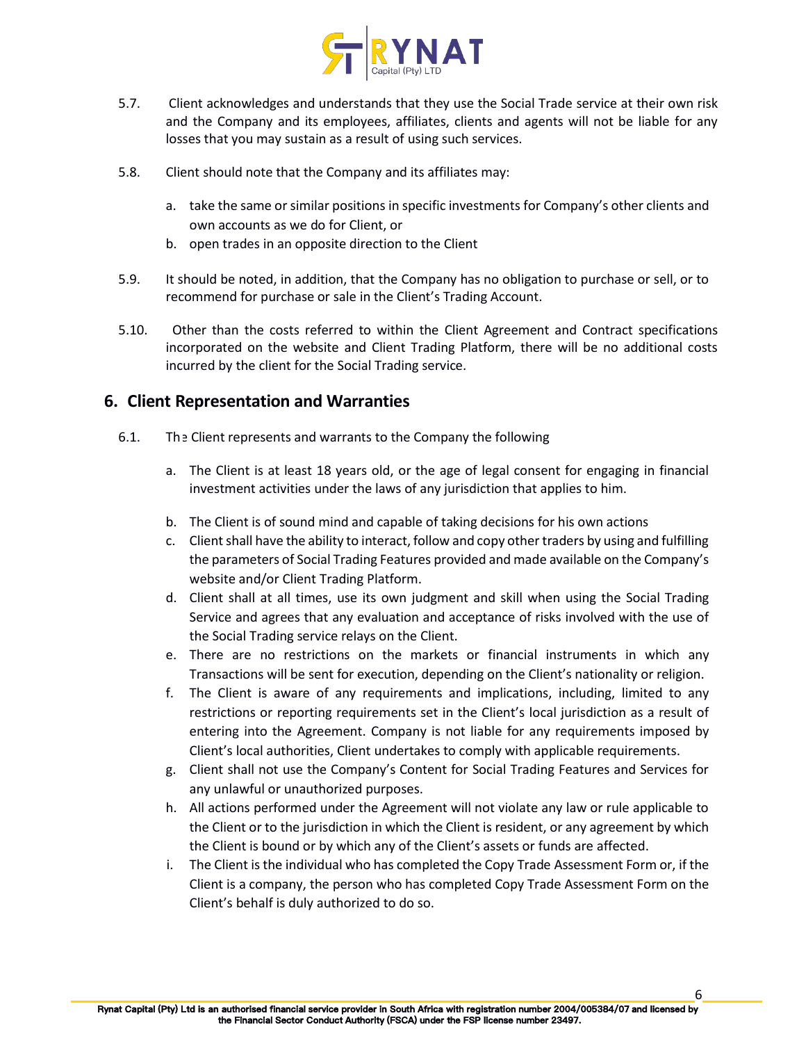5.7. Client acknowledges and understands that they use the Social Trade service at their own risk and the Company and its employees, affiliates, clients and agents will not be liable for any losses that you may sustain as a result of using such services.

5.8. Client should note that the Company and its affiliates may:

a. take the same or similar positions in specific investments for Company's other clients and own accounts as we do for Client, or
b. open trades in an opposite direction to the Client

5.9. It should be noted, in addition, that the Company has no obligation to purchase or sell, or to recommend for purchase or sale in the Client's Trading Account.

5.10. Other than the costs referred to within the Client Agreement and Contract specifications incorporated on the website and Client Trading Platform, there will be no additional costs incurred by the client for the Social Trading service.

## 6. Client Representation and Warranties

6.1. The Client represents and warrants to the Company the following

a. The Client is at least 18 years old, or the age of legal consent for engaging in financial investment activities under the laws of any jurisdiction that applies to him.
b. The Client is of sound mind and capable of taking decisions for his own actions
c. Client shall have the ability to interact, follow and copy other traders by using and fulfilling the parameters of Social Trading Features provided and made available on the Company's website and/or Client Trading Platform.
d. Client shall at all times, use its own judgment and skill when using the Social Trading Service and agrees that any evaluation and acceptance of risks involved with the use of the Social Trading service relays on the Client.
e. There are no restrictions on the markets or financial instruments in which any Transactions will be sent for execution, depending on the Client's nationality or religion.
f. The Client is aware of any requirements and implications, including, limited to any restrictions or reporting requirements set in the Client's local jurisdiction as a result of entering into the Agreement. Company is not liable for any requirements imposed by Client's local authorities, Client undertakes to comply with applicable requirements.
g. Client shall not use the Company's Content for Social Trading Features and Services for any unlawful or unauthorized purposes.
h. All actions performed under the Agreement will not violate any law or rule applicable to the Client or to the jurisdiction in which the Client is resident, or any agreement by which the Client is bound or by which any of the Client's assets or funds are affected.
i. The Client is the individual who has completed the Copy Trade Assessment Form or, if the Client is a company, the person who has completed Copy Trade Assessment Form on the Client's behalf is duly authorized to do so.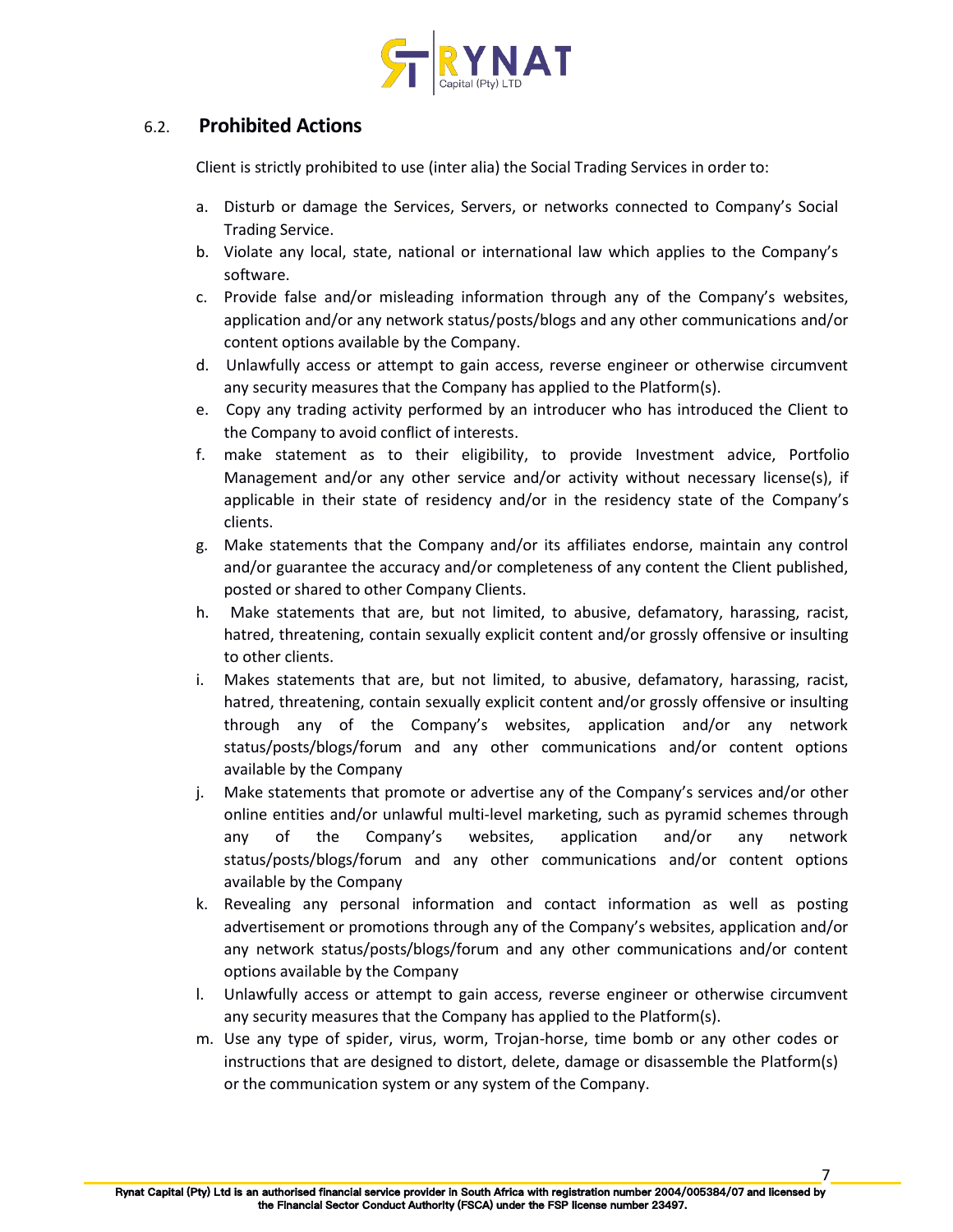### 6.2. Prohibited Actions

Client is strictly prohibited to use (inter alia) the Social Trading Services in order to:

a. Disturb or damage the Services, Servers, or networks connected to Company's Social Trading Service.
b. Violate any local, state, national or international law which applies to the Company's software.
c. Provide false and/or misleading information through any of the Company's websites, application and/or any network status/posts/blogs and any other communications and/or content options available by the Company.
d. Unlawfully access or attempt to gain access, reverse engineer or otherwise circumvent any security measures that the Company has applied to the Platform(s).
e. Copy any trading activity performed by an introducer who has introduced the Client to the Company to avoid conflict of interests.
f. make statement as to their eligibility, to provide Investment advice, Portfolio Management and/or any other service and/or activity without necessary license(s), if applicable in their state of residency and/or in the residency state of the Company's clients.
g. Make statements that the Company and/or its affiliates endorse, maintain any control and/or guarantee the accuracy and/or completeness of any content the Client published, posted or shared to other Company Clients.
h. Make statements that are, but not limited, to abusive, defamatory, harassing, racist, hatred, threatening, contain sexually explicit content and/or grossly offensive or insulting to other clients.
i. Makes statements that are, but not limited, to abusive, defamatory, harassing, racist, hatred, threatening, contain sexually explicit content and/or grossly offensive or insulting through any of the Company's websites, application and/or any network status/posts/blogs/forum and any other communications and/or content options available by the Company
j. Make statements that promote or advertise any of the Company's services and/or other online entities and/or unlawful multi-level marketing, such as pyramid schemes through any of the Company's websites, application and/or any network status/posts/blogs/forum and any other communications and/or content options available by the Company
k. Revealing any personal information and contact information as well as posting advertisement or promotions through any of the Company's websites, application and/or any network status/posts/blogs/forum and any other communications and/or content options available by the Company
l. Unlawfully access or attempt to gain access, reverse engineer or otherwise circumvent any security measures that the Company has applied to the Platform(s).
m. Use any type of spider, virus, worm, Trojan-horse, time bomb or any other codes or instructions that are designed to distort, delete, damage or disassemble the Platform(s) or the communication system or any system of the Company.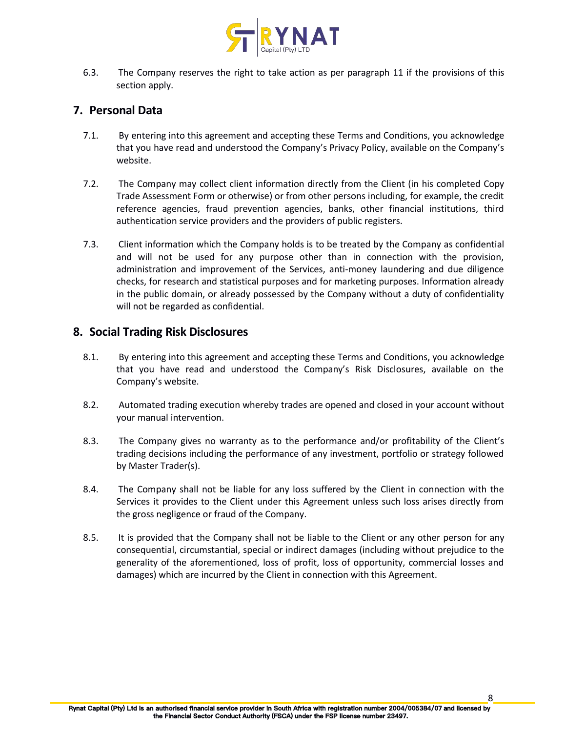6.3. The Company reserves the right to take action as per paragraph 11 if the provisions of this section apply.

## 7. Personal Data

7.1. By entering into this agreement and accepting these Terms and Conditions, you acknowledge that you have read and understood the Company's Privacy Policy, available on the Company's website.

7.2. The Company may collect client information directly from the Client (in his completed Copy Trade Assessment Form or otherwise) or from other persons including, for example, the credit reference agencies, fraud prevention agencies, banks, other financial institutions, third authentication service providers and the providers of public registers.

7.3. Client information which the Company holds is to be treated by the Company as confidential and will not be used for any purpose other than in connection with the provision, administration and improvement of the Services, anti-money laundering and due diligence checks, for research and statistical purposes and for marketing purposes. Information already in the public domain, or already possessed by the Company without a duty of confidentiality will not be regarded as confidential.

## 8. Social Trading Risk Disclosures

8.1. By entering into this agreement and accepting these Terms and Conditions, you acknowledge that you have read and understood the Company's Risk Disclosures, available on the Company's website.

8.2. Automated trading execution whereby trades are opened and closed in your account without your manual intervention.

8.3. The Company gives no warranty as to the performance and/or profitability of the Client's trading decisions including the performance of any investment, portfolio or strategy followed by Master Trader(s).

8.4. The Company shall not be liable for any loss suffered by the Client in connection with the Services it provides to the Client under this Agreement unless such loss arises directly from the gross negligence or fraud of the Company.

8.5. It is provided that the Company shall not be liable to the Client or any other person for any consequential, circumstantial, special or indirect damages (including without prejudice to the generality of the aforementioned, loss of profit, loss of opportunity, commercial losses and damages) which are incurred by the Client in connection with this Agreement.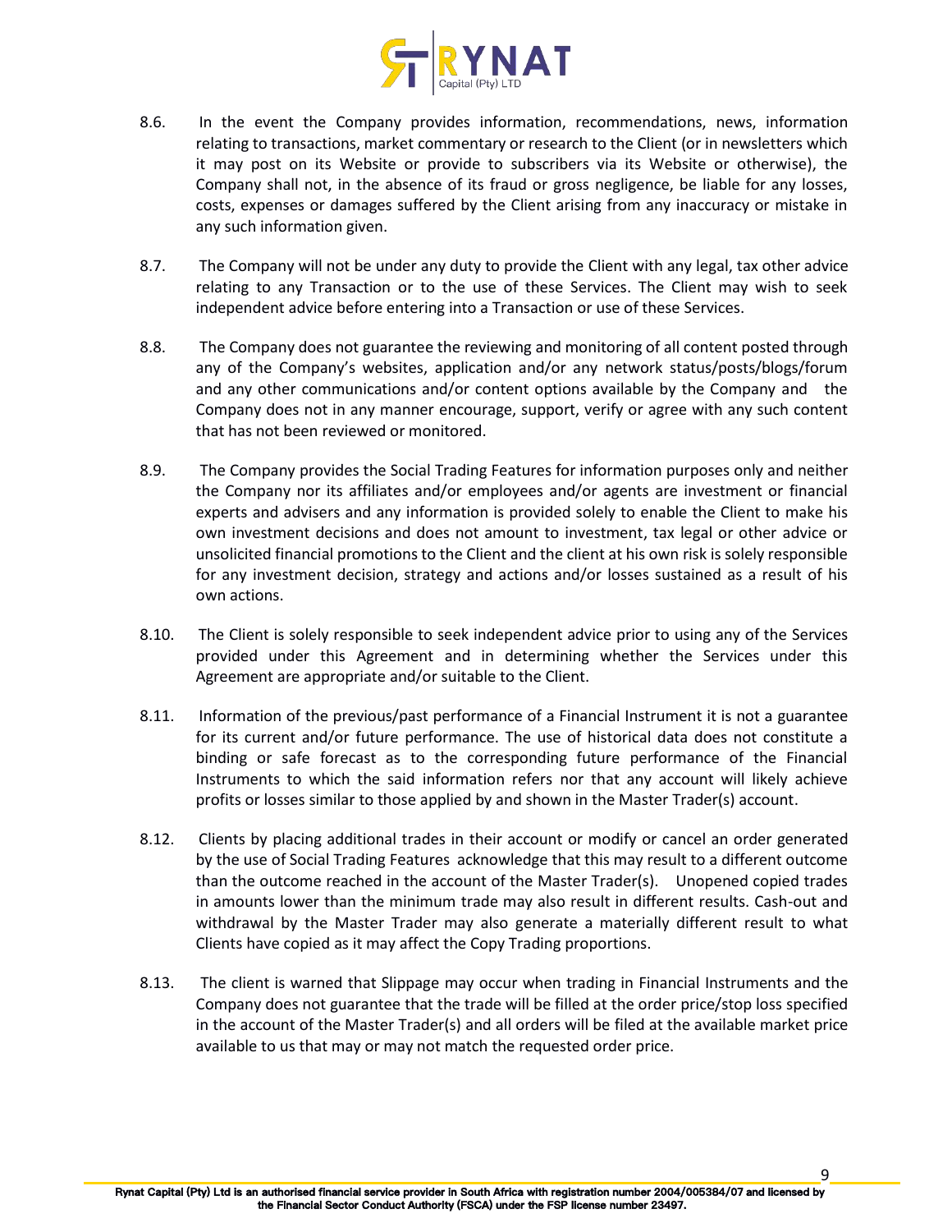8.6. In the event the Company provides information, recommendations, news, information relating to transactions, market commentary or research to the Client (or in newsletters which it may post on its Website or provide to subscribers via its Website or otherwise), the Company shall not, in the absence of its fraud or gross negligence, be liable for any losses, costs, expenses or damages suffered by the Client arising from any inaccuracy or mistake in any such information given.

8.7. The Company will not be under any duty to provide the Client with any legal, tax other advice relating to any Transaction or to the use of these Services. The Client may wish to seek independent advice before entering into a Transaction or use of these Services.

8.8. The Company does not guarantee the reviewing and monitoring of all content posted through any of the Company's websites, application and/or any network status/posts/blogs/forum and any other communications and/or content options available by the Company and the Company does not in any manner encourage, support, verify or agree with any such content that has not been reviewed or monitored.

8.9. The Company provides the Social Trading Features for information purposes only and neither the Company nor its affiliates and/or employees and/or agents are investment or financial experts and advisers and any information is provided solely to enable the Client to make his own investment decisions and does not amount to investment, tax legal or other advice or unsolicited financial promotions to the Client and the client at his own risk is solely responsible for any investment decision, strategy and actions and/or losses sustained as a result of his own actions.

8.10. The Client is solely responsible to seek independent advice prior to using any of the Services provided under this Agreement and in determining whether the Services under this Agreement are appropriate and/or suitable to the Client.

8.11. Information of the previous/past performance of a Financial Instrument it is not a guarantee for its current and/or future performance. The use of historical data does not constitute a binding or safe forecast as to the corresponding future performance of the Financial Instruments to which the said information refers nor that any account will likely achieve profits or losses similar to those applied by and shown in the Master Trader(s) account.

8.12. Clients by placing additional trades in their account or modify or cancel an order generated by the use of Social Trading Features acknowledge that this may result to a different outcome than the outcome reached in the account of the Master Trader(s). Unopened copied trades in amounts lower than the minimum trade may also result in different results. Cash-out and withdrawal by the Master Trader may also generate a materially different result to what Clients have copied as it may affect the Copy Trading proportions.

8.13. The client is warned that Slippage may occur when trading in Financial Instruments and the Company does not guarantee that the trade will be filled at the order price/stop loss specified in the account of the Master Trader(s) and all orders will be filed at the available market price available to us that may or may not match the requested order price.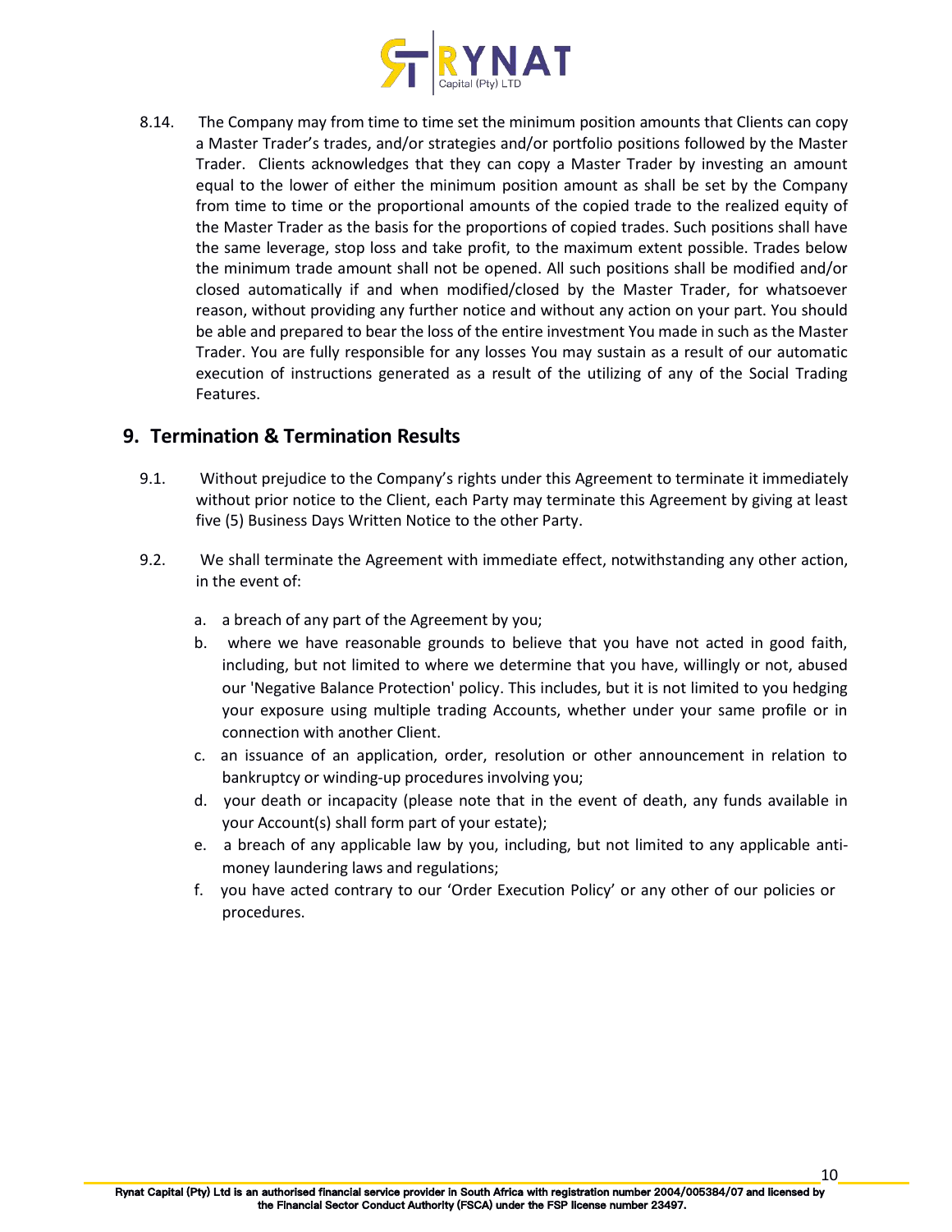8.14. The Company may from time to time set the minimum position amounts that Clients can copy a Master Trader's trades, and/or strategies and/or portfolio positions followed by the Master Trader. Clients acknowledges that they can copy a Master Trader by investing an amount equal to the lower of either the minimum position amount as shall be set by the Company from time to time or the proportional amounts of the copied trade to the realized equity of the Master Trader as the basis for the proportions of copied trades. Such positions shall have the same leverage, stop loss and take profit, to the maximum extent possible. Trades below the minimum trade amount shall not be opened. All such positions shall be modified and/or closed automatically if and when modified/closed by the Master Trader, for whatsoever reason, without providing any further notice and without any action on your part. You should be able and prepared to bear the loss of the entire investment You made in such as the Master Trader. You are fully responsible for any losses You may sustain as a result of our automatic execution of instructions generated as a result of the utilizing of any of the Social Trading Features.

## 9. Termination & Termination Results

9.1. Without prejudice to the Company's rights under this Agreement to terminate it immediately without prior notice to the Client, each Party may terminate this Agreement by giving at least five (5) Business Days Written Notice to the other Party.

9.2. We shall terminate the Agreement with immediate effect, notwithstanding any other action, in the event of:

a. a breach of any part of the Agreement by you;
b. where we have reasonable grounds to believe that you have not acted in good faith, including, but not limited to where we determine that you have, willingly or not, abused our 'Negative Balance Protection' policy. This includes, but it is not limited to you hedging your exposure using multiple trading Accounts, whether under your same profile or in connection with another Client.
c. an issuance of an application, order, resolution or other announcement in relation to bankruptcy or winding-up procedures involving you;
d. your death or incapacity (please note that in the event of death, any funds available in your Account(s) shall form part of your estate);
e. a breach of any applicable law by you, including, but not limited to any applicable anti-money laundering laws and regulations;
f. you have acted contrary to our 'Order Execution Policy' or any other of our policies or procedures.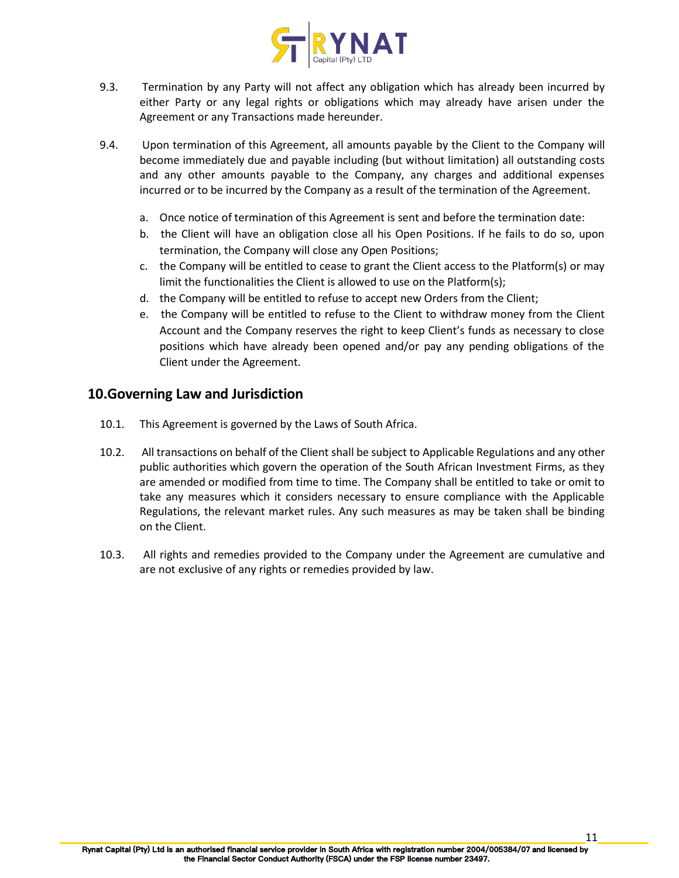9.3. Termination by any Party will not affect any obligation which has already been incurred by either Party or any legal rights or obligations which may already have arisen under the Agreement or any Transactions made hereunder.

9.4. Upon termination of this Agreement, all amounts payable by the Client to the Company will become immediately due and payable including (but without limitation) all outstanding costs and any other amounts payable to the Company, any charges and additional expenses incurred or to be incurred by the Company as a result of the termination of the Agreement.

a. Once notice of termination of this Agreement is sent and before the termination date:
b. the Client will have an obligation close all his Open Positions. If he fails to do so, upon termination, the Company will close any Open Positions;
c. the Company will be entitled to cease to grant the Client access to the Platform(s) or may limit the functionalities the Client is allowed to use on the Platform(s);
d. the Company will be entitled to refuse to accept new Orders from the Client;
e. the Company will be entitled to refuse to the Client to withdraw money from the Client Account and the Company reserves the right to keep Client's funds as necessary to close positions which have already been opened and/or pay any pending obligations of the Client under the Agreement.

## 10.Governing Law and Jurisdiction

10.1. This Agreement is governed by the Laws of South Africa.

10.2. All transactions on behalf of the Client shall be subject to Applicable Regulations and any other public authorities which govern the operation of the South African Investment Firms, as they are amended or modified from time to time. The Company shall be entitled to take or omit to take any measures which it considers necessary to ensure compliance with the Applicable Regulations, the relevant market rules. Any such measures as may be taken shall be binding on the Client.

10.3. All rights and remedies provided to the Company under the Agreement are cumulative and are not exclusive of any rights or remedies provided by law.